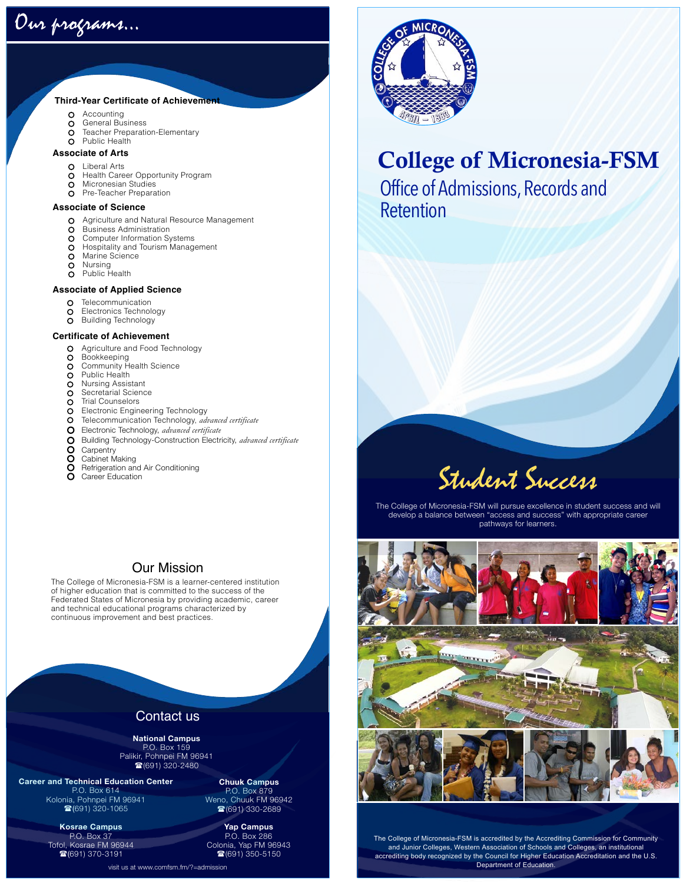# Our programs...

### Third-Year Certificate of Achievement

- Accounting
- General Business
- Teacher Preparation-Elementary
- Public Health

### Associate of Arts

- Liberal Arts
- Health Career Opportunity Program
- Micronesian Studies
- Pre-Teacher Preparation

### Associate of Science

- Agriculture and Natural Resource Management
- Business Administration
- Computer Information Systems
- Hospitality and Tourism Management
- Marine Science
- Nursing
- Public Health

### Associate of Applied Science

- Telecommunication
- Electronics Technology
- Building Technology

### Certificate of Achievement

- Agriculture and Food Technology
- Bookkeeping
- Community Health Science
- Public Health
- Nursing Assistant
- Secretarial Science
- Trial Counselors
- Electronic Engineering Technology
- Telecommunication Technology, *advanced certificate*
- Electronic Technology, *advanced certificate*
- Building Technology-Construction Electricity, *advanced certificate*
- Carpentry
- Cabinet Making
- Refrigeration and Air Conditioning
- Career Education

## Our Mission

The College of Micronesia-FSM is a learner-centered institution of higher education that is committed to the success of the Federated States of Micronesia by providing academic, career and technical educational programs characterized by continuous improvement and best practices.

## Contact us

**National Campus**
P.O. Box 159
Palikir, Pohnpei FM 96941
☎(691) 320-2480

**Career and Technical Education Center**
P.O. Box 614
Kolonia, Pohnpei FM 96941
☎(691) 320-1065

**Chuuk Campus**
P.O. Box 879
Weno, Chuuk FM 96942
☎(691) 330-2689

**Kosrae Campus**
P.O. Box 37
Tofol, Kosrae FM 96944
☎(691) 370-3191

**Yap Campus**
P.O. Box 286
Colonia, Yap FM 96943
☎(691) 350-5150

visit us at www.comfsm.fm/?=admission

# College of Micronesia-FSM

## Office of Admissions, Records and Retention

## Student Success

The College of Micronesia-FSM will pursue excellence in student success and will develop a balance between "access and success" with appropriate career pathways for learners.

The College of Micronesia-FSM is accredited by the Accrediting Commission for Community and Junior Colleges, Western Association of Schools and Colleges, an institutional accrediting body recognized by the Council for Higher Education Accreditation and the U.S. Department of Education.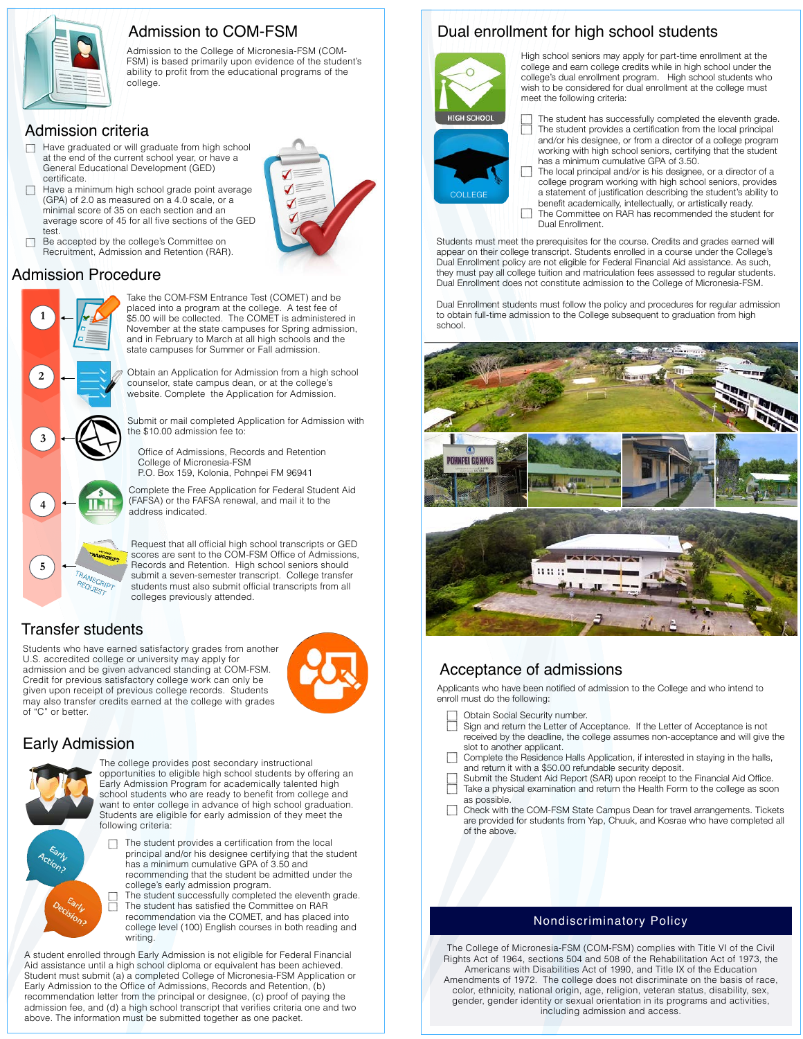## Admission to COM-FSM

Admission to the College of Micronesia-FSM (COM-FSM) is based primarily upon evidence of the student's ability to profit from the educational programs of the college.

### Admission criteria

- ☐ Have graduated or will graduate from high school at the end of the current school year, or have a General Educational Development (GED) certificate.
- ☐ Have a minimum high school grade point average (GPA) of 2.0 as measured on a 4.0 scale, or a minimal score of 35 on each section and an average score of 45 for all five sections of the GED test.
- ☐ Be accepted by the college's Committee on Recruitment, Admission and Retention (RAR).

### Admission Procedure

1. Take the COM-FSM Entrance Test (COMET) and be placed into a program at the college. A test fee of $5.00 will be collected. The COMET is administered in November at the state campuses for Spring admission, and in February to March at all high schools and the state campuses for Summer or Fall admission.
2. Obtain an Application for Admission from a high school counselor, state campus dean, or at the college's website. Complete the Application for Admission.
3. Submit or mail completed Application for Admission with the $10.00 admission fee to:

   Office of Admissions, Records and Retention
   College of Micronesia-FSM
   P.O. Box 159, Kolonia, Pohnpei FM 96941
4. Complete the Free Application for Federal Student Aid (FAFSA) or the FAFSA renewal, and mail it to the address indicated.
5. Request that all official high school transcripts or GED scores are sent to the COM-FSM Office of Admissions, Records and Retention. High school seniors should submit a seven-semester transcript. College transfer students must also submit official transcripts from all colleges previously attended.

### Transfer students

Students who have earned satisfactory grades from another U.S. accredited college or university may apply for admission and be given advanced standing at COM-FSM. Credit for previous satisfactory college work can only be given upon receipt of previous college records. Students may also transfer credits earned at the college with grades of "C" or better.

### Early Admission

The college provides post secondary instructional opportunities to eligible high school students by offering an Early Admission Program for academically talented high school students who are ready to benefit from college and want to enter college in advance of high school graduation. Students are eligible for early admission of they meet the following criteria:

- ☐ The student provides a certification from the local principal and/or his designee certifying that the student has a minimum cumulative GPA of 3.50 and recommending that the student be admitted under the college's early admission program.
- ☐ The student successfully completed the eleventh grade.
- ☐ The student has satisfied the Committee on RAR recommendation via the COMET, and has placed into college level (100) English courses in both reading and writing.

A student enrolled through Early Admission is not eligible for Federal Financial Aid assistance until a high school diploma or equivalent has been achieved. Student must submit (a) a completed College of Micronesia-FSM Application or Early Admission to the Office of Admissions, Records and Retention, (b) recommendation letter from the principal or designee, (c) proof of paying the admission fee, and (d) a high school transcript that verifies criteria one and two above. The information must be submitted together as one packet.

## Dual enrollment for high school students

High school seniors may apply for part-time enrollment at the college and earn college credits while in high school under the college's dual enrollment program. High school students who wish to be considered for dual enrollment at the college must meet the following criteria:

- ☐ The student has successfully completed the eleventh grade.
- ☐ The student provides a certification from the local principal and/or his designee, or from a director of a college program working with high school seniors, certifying that the student has a minimum cumulative GPA of 3.50.
- ☐ The local principal and/or is his designee, or a director of a college program working with high school seniors, provides a statement of justification describing the student's ability to benefit academically, intellectually, or artistically ready.
- ☐ The Committee on RAR has recommended the student for Dual Enrollment.

Students must meet the prerequisites for the course. Credits and grades earned will appear on their college transcript. Students enrolled in a course under the College's Dual Enrollment policy are not eligible for Federal Financial Aid assistance. As such, they must pay all college tuition and matriculation fees assessed to regular students. Dual Enrollment does not constitute admission to the College of Micronesia-FSM.

Dual Enrollment students must follow the policy and procedures for regular admission to obtain full-time admission to the College subsequent to graduation from high school.

### Acceptance of admissions

Applicants who have been notified of admission to the College and who intend to enroll must do the following:

- ☐ Obtain Social Security number.
- ☐ Sign and return the Letter of Acceptance. If the Letter of Acceptance is not received by the deadline, the college assumes non-acceptance and will give the slot to another applicant.
- ☐ Complete the Residence Halls Application, if interested in staying in the halls, and return it with a $50.00 refundable security deposit.
- ☐ Submit the Student Aid Report (SAR) upon receipt to the Financial Aid Office.
- ☐ Take a physical examination and return the Health Form to the college as soon as possible.
- ☐ Check with the COM-FSM State Campus Dean for travel arrangements. Tickets are provided for students from Yap, Chuuk, and Kosrae who have completed all of the above.

### Nondiscriminatory Policy

The College of Micronesia-FSM (COM-FSM) complies with Title VI of the Civil Rights Act of 1964, sections 504 and 508 of the Rehabilitation Act of 1973, the Americans with Disabilities Act of 1990, and Title IX of the Education Amendments of 1972. The college does not discriminate on the basis of race, color, ethnicity, national origin, age, religion, veteran status, disability, sex, gender, gender identity or sexual orientation in its programs and activities, including admission and access.